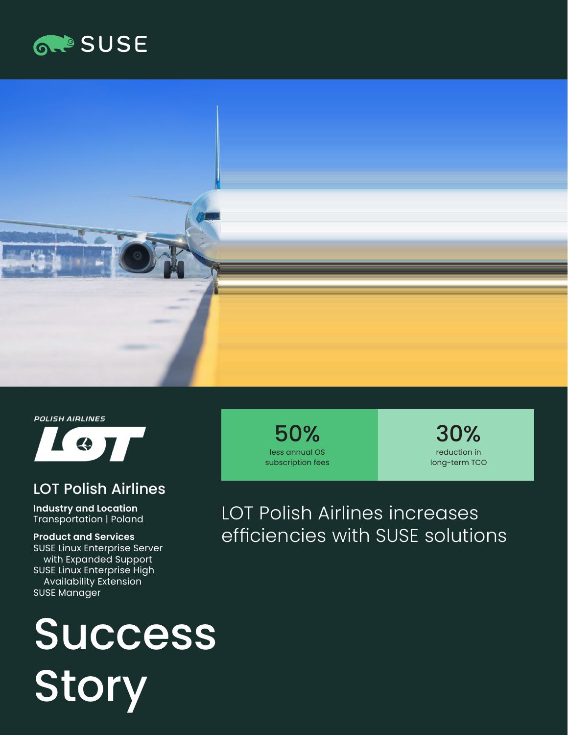# LOT Polish Airlines increases efficiencies with SUSE solutions

**50%**
less annual OS subscription fees

**30%**
reduction in long-term TCO

## LOT Polish Airlines

**Industry and Location**
Transportation | Poland

**Product and Services**
SUSE Linux Enterprise Server with Expanded Support
SUSE Linux Enterprise High Availability Extension
SUSE Manager

# Success Story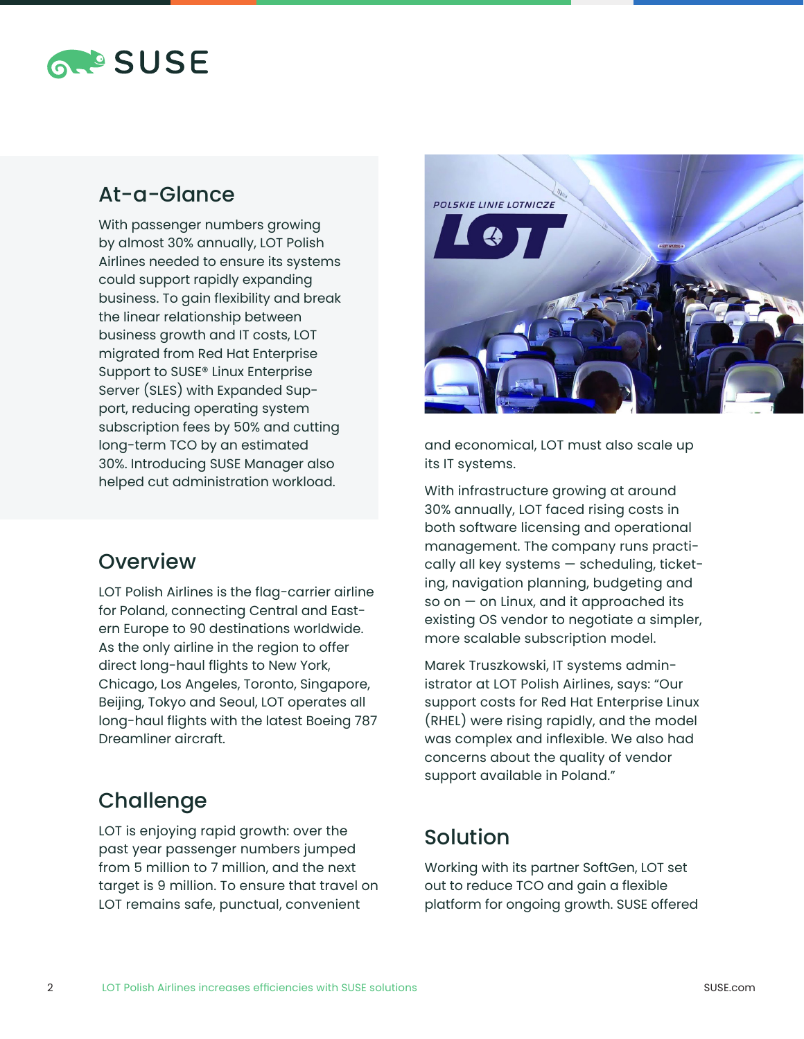## At-a-Glance

With passenger numbers growing by almost 30% annually, LOT Polish Airlines needed to ensure its systems could support rapidly expanding business. To gain flexibility and break the linear relationship between business growth and IT costs, LOT migrated from Red Hat Enterprise Support to SUSE® Linux Enterprise Server (SLES) with Expanded Support, reducing operating system subscription fees by 50% and cutting long-term TCO by an estimated 30%. Introducing SUSE Manager also helped cut administration workload.

## Overview

LOT Polish Airlines is the flag-carrier airline for Poland, connecting Central and Eastern Europe to 90 destinations worldwide. As the only airline in the region to offer direct long-haul flights to New York, Chicago, Los Angeles, Toronto, Singapore, Beijing, Tokyo and Seoul, LOT operates all long-haul flights with the latest Boeing 787 Dreamliner aircraft.

## Challenge

LOT is enjoying rapid growth: over the past year passenger numbers jumped from 5 million to 7 million, and the next target is 9 million. To ensure that travel on LOT remains safe, punctual, convenient and economical, LOT must also scale up its IT systems.

With infrastructure growing at around 30% annually, LOT faced rising costs in both software licensing and operational management. The company runs practically all key systems — scheduling, ticketing, navigation planning, budgeting and so on — on Linux, and it approached its existing OS vendor to negotiate a simpler, more scalable subscription model.

Marek Truszkowski, IT systems administrator at LOT Polish Airlines, says: "Our support costs for Red Hat Enterprise Linux (RHEL) were rising rapidly, and the model was complex and inflexible. We also had concerns about the quality of vendor support available in Poland."

## Solution

Working with its partner SoftGen, LOT set out to reduce TCO and gain a flexible platform for ongoing growth. SUSE offered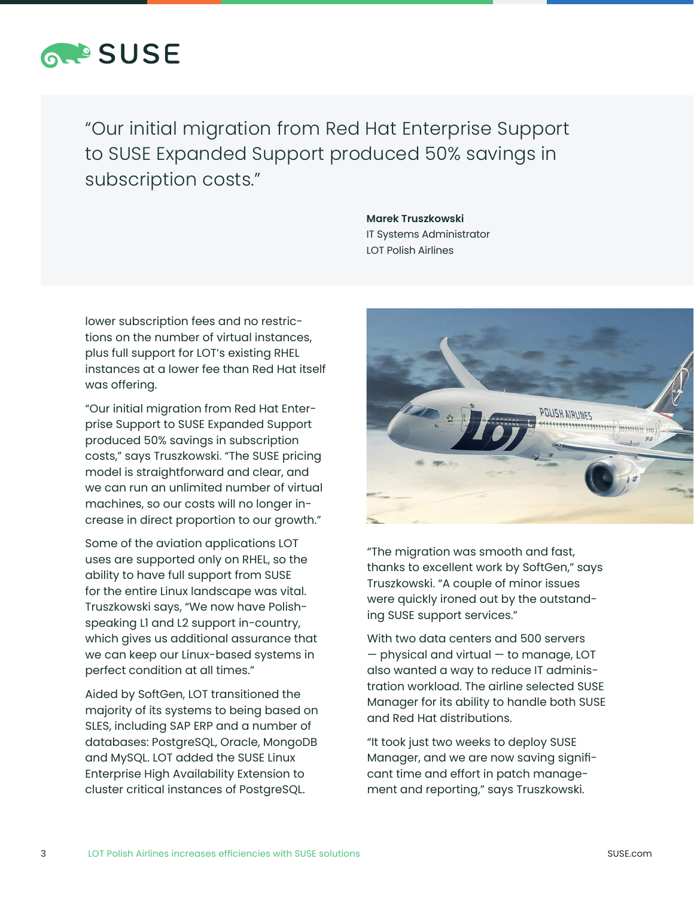"Our initial migration from Red Hat Enterprise Support to SUSE Expanded Support produced 50% savings in subscription costs."

**Marek Truszkowski**
IT Systems Administrator
LOT Polish Airlines

lower subscription fees and no restrictions on the number of virtual instances, plus full support for LOT's existing RHEL instances at a lower fee than Red Hat itself was offering.

"Our initial migration from Red Hat Enterprise Support to SUSE Expanded Support produced 50% savings in subscription costs," says Truszkowski. "The SUSE pricing model is straightforward and clear, and we can run an unlimited number of virtual machines, so our costs will no longer increase in direct proportion to our growth."

Some of the aviation applications LOT uses are supported only on RHEL, so the ability to have full support from SUSE for the entire Linux landscape was vital. Truszkowski says, "We now have Polish-speaking L1 and L2 support in-country, which gives us additional assurance that we can keep our Linux-based systems in perfect condition at all times."

Aided by SoftGen, LOT transitioned the majority of its systems to being based on SLES, including SAP ERP and a number of databases: PostgreSQL, Oracle, MongoDB and MySQL. LOT added the SUSE Linux Enterprise High Availability Extension to cluster critical instances of PostgreSQL.

"The migration was smooth and fast, thanks to excellent work by SoftGen," says Truszkowski. "A couple of minor issues were quickly ironed out by the outstanding SUSE support services."

With two data centers and 500 servers — physical and virtual — to manage, LOT also wanted a way to reduce IT administration workload. The airline selected SUSE Manager for its ability to handle both SUSE and Red Hat distributions.

"It took just two weeks to deploy SUSE Manager, and we are now saving significant time and effort in patch management and reporting," says Truszkowski.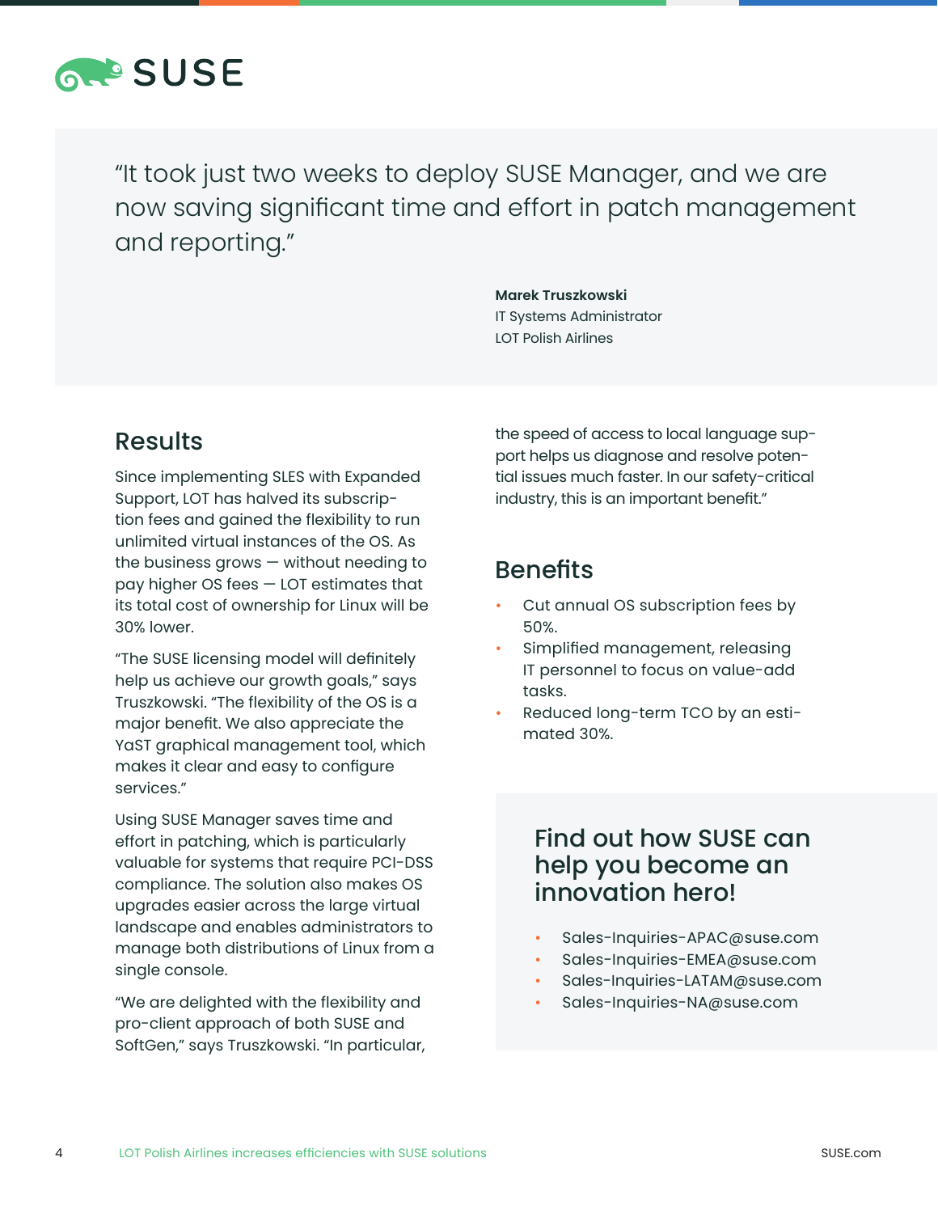> "It took just two weeks to deploy SUSE Manager, and we are now saving significant time and effort in patch management and reporting."
>
> **Marek Truszkowski**
> IT Systems Administrator
> LOT Polish Airlines

## Results

Since implementing SLES with Expanded Support, LOT has halved its subscription fees and gained the flexibility to run unlimited virtual instances of the OS. As the business grows — without needing to pay higher OS fees — LOT estimates that its total cost of ownership for Linux will be 30% lower.

"The SUSE licensing model will definitely help us achieve our growth goals," says Truszkowski. "The flexibility of the OS is a major benefit. We also appreciate the YaST graphical management tool, which makes it clear and easy to configure services."

Using SUSE Manager saves time and effort in patching, which is particularly valuable for systems that require PCI-DSS compliance. The solution also makes OS upgrades easier across the large virtual landscape and enables administrators to manage both distributions of Linux from a single console.

"We are delighted with the flexibility and pro-client approach of both SUSE and SoftGen," says Truszkowski. "In particular, the speed of access to local language support helps us diagnose and resolve potential issues much faster. In our safety-critical industry, this is an important benefit."

## Benefits

- Cut annual OS subscription fees by 50%.
- Simplified management, releasing IT personnel to focus on value-add tasks.
- Reduced long-term TCO by an estimated 30%.

## Find out how SUSE can help you become an innovation hero!

- Sales-Inquiries-APAC@suse.com
- Sales-Inquiries-EMEA@suse.com
- Sales-Inquiries-LATAM@suse.com
- Sales-Inquiries-NA@suse.com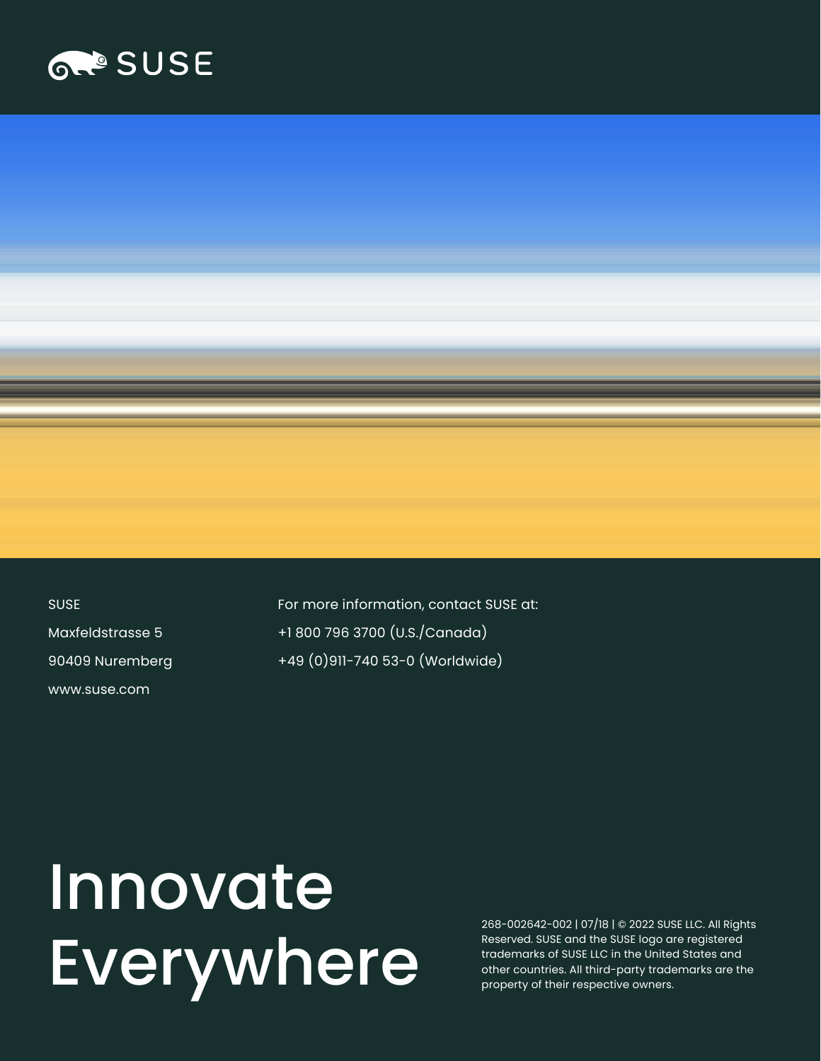SUSE

Maxfeldstrasse 5

90409 Nuremberg

www.suse.com

For more information, contact SUSE at:

+1 800 796 3700 (U.S./Canada)

+49 (0)911-740 53-0 (Worldwide)

# Innovate Everywhere

268-002642-002 | 07/18 | © 2022 SUSE LLC. All Rights Reserved. SUSE and the SUSE logo are registered trademarks of SUSE LLC in the United States and other countries. All third-party trademarks are the property of their respective owners.